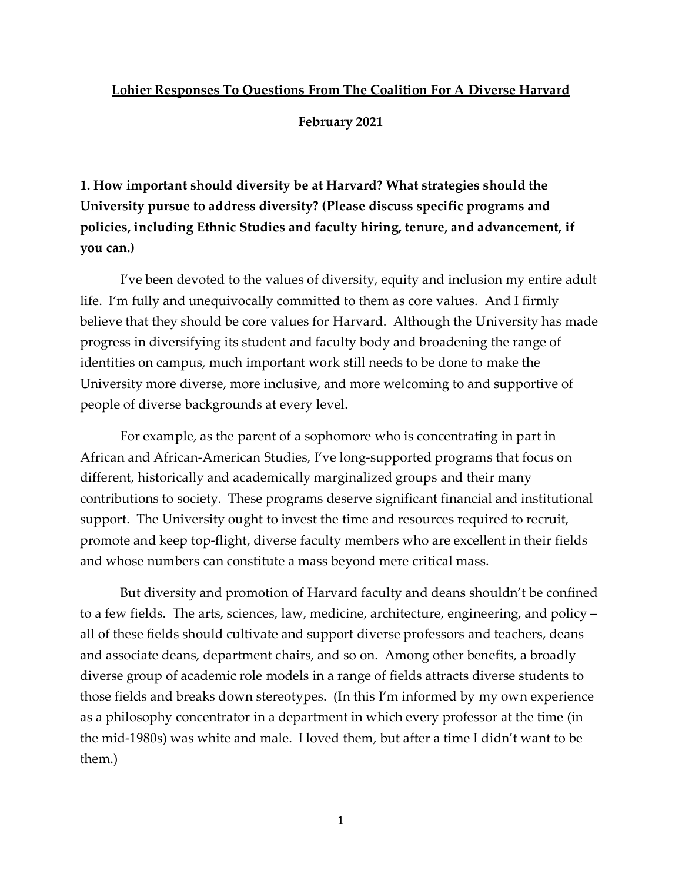# Lohier Responses To Questions From The Coalition For A Diverse Harvard

**February 2021**

**1. How important should diversity be at Harvard? What strategies should the University pursue to address diversity? (Please discuss specific programs and policies, including Ethnic Studies and faculty hiring, tenure, and advancement, if you can.)**

I've been devoted to the values of diversity, equity and inclusion my entire adult life. I'm fully and unequivocally committed to them as core values. And I firmly believe that they should be core values for Harvard. Although the University has made progress in diversifying its student and faculty body and broadening the range of identities on campus, much important work still needs to be done to make the University more diverse, more inclusive, and more welcoming to and supportive of people of diverse backgrounds at every level.

For example, as the parent of a sophomore who is concentrating in part in African and African-American Studies, I've long-supported programs that focus on different, historically and academically marginalized groups and their many contributions to society. These programs deserve significant financial and institutional support. The University ought to invest the time and resources required to recruit, promote and keep top-flight, diverse faculty members who are excellent in their fields and whose numbers can constitute a mass beyond mere critical mass.

But diversity and promotion of Harvard faculty and deans shouldn't be confined to a few fields. The arts, sciences, law, medicine, architecture, engineering, and policy – all of these fields should cultivate and support diverse professors and teachers, deans and associate deans, department chairs, and so on. Among other benefits, a broadly diverse group of academic role models in a range of fields attracts diverse students to those fields and breaks down stereotypes. (In this I'm informed by my own experience as a philosophy concentrator in a department in which every professor at the time (in the mid-1980s) was white and male. I loved them, but after a time I didn't want to be them.)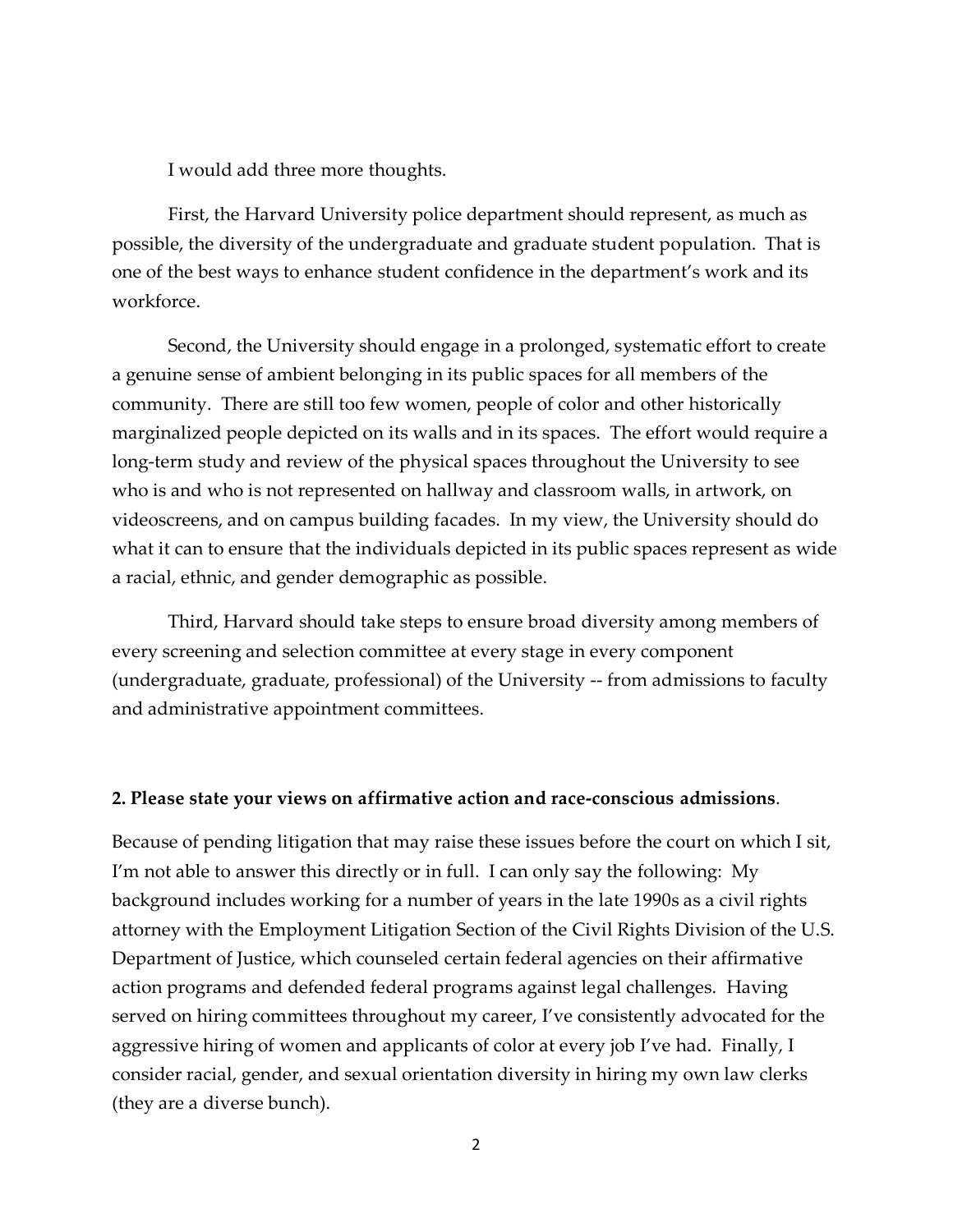I would add three more thoughts.

First, the Harvard University police department should represent, as much as possible, the diversity of the undergraduate and graduate student population. That is one of the best ways to enhance student confidence in the department's work and its workforce.

Second, the University should engage in a prolonged, systematic effort to create a genuine sense of ambient belonging in its public spaces for all members of the community. There are still too few women, people of color and other historically marginalized people depicted on its walls and in its spaces. The effort would require a long-term study and review of the physical spaces throughout the University to see who is and who is not represented on hallway and classroom walls, in artwork, on videoscreens, and on campus building facades. In my view, the University should do what it can to ensure that the individuals depicted in its public spaces represent as wide a racial, ethnic, and gender demographic as possible.

Third, Harvard should take steps to ensure broad diversity among members of every screening and selection committee at every stage in every component (undergraduate, graduate, professional) of the University -- from admissions to faculty and administrative appointment committees.

**2. Please state your views on affirmative action and race-conscious admissions**.

Because of pending litigation that may raise these issues before the court on which I sit, I'm not able to answer this directly or in full. I can only say the following: My background includes working for a number of years in the late 1990s as a civil rights attorney with the Employment Litigation Section of the Civil Rights Division of the U.S. Department of Justice, which counseled certain federal agencies on their affirmative action programs and defended federal programs against legal challenges. Having served on hiring committees throughout my career, I've consistently advocated for the aggressive hiring of women and applicants of color at every job I've had. Finally, I consider racial, gender, and sexual orientation diversity in hiring my own law clerks (they are a diverse bunch).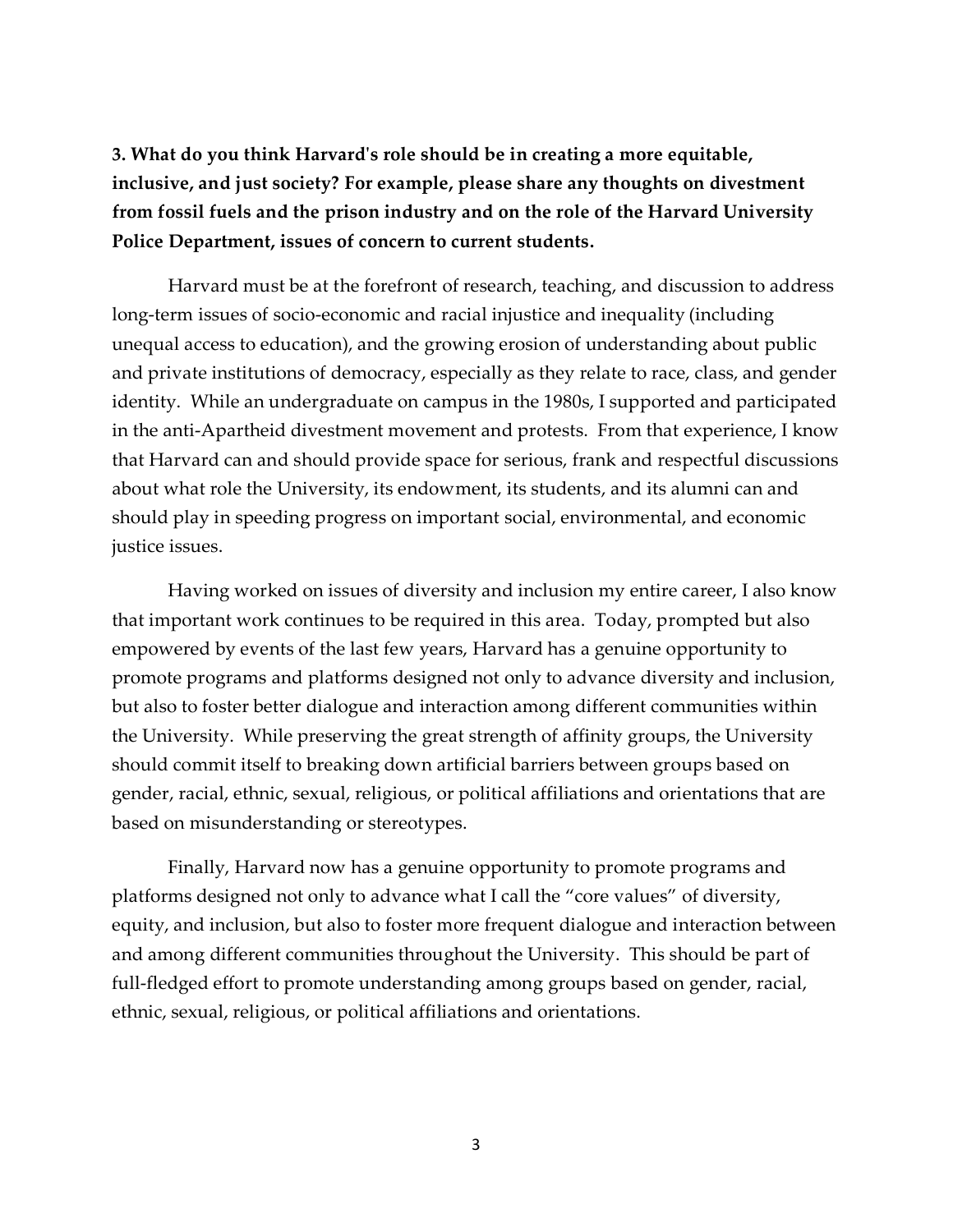**3. What do you think Harvard's role should be in creating a more equitable, inclusive, and just society? For example, please share any thoughts on divestment from fossil fuels and the prison industry and on the role of the Harvard University Police Department, issues of concern to current students.**

Harvard must be at the forefront of research, teaching, and discussion to address long-term issues of socio-economic and racial injustice and inequality (including unequal access to education), and the growing erosion of understanding about public and private institutions of democracy, especially as they relate to race, class, and gender identity. While an undergraduate on campus in the 1980s, I supported and participated in the anti-Apartheid divestment movement and protests. From that experience, I know that Harvard can and should provide space for serious, frank and respectful discussions about what role the University, its endowment, its students, and its alumni can and should play in speeding progress on important social, environmental, and economic justice issues.

Having worked on issues of diversity and inclusion my entire career, I also know that important work continues to be required in this area. Today, prompted but also empowered by events of the last few years, Harvard has a genuine opportunity to promote programs and platforms designed not only to advance diversity and inclusion, but also to foster better dialogue and interaction among different communities within the University. While preserving the great strength of affinity groups, the University should commit itself to breaking down artificial barriers between groups based on gender, racial, ethnic, sexual, religious, or political affiliations and orientations that are based on misunderstanding or stereotypes.

Finally, Harvard now has a genuine opportunity to promote programs and platforms designed not only to advance what I call the "core values" of diversity, equity, and inclusion, but also to foster more frequent dialogue and interaction between and among different communities throughout the University. This should be part of full-fledged effort to promote understanding among groups based on gender, racial, ethnic, sexual, religious, or political affiliations and orientations.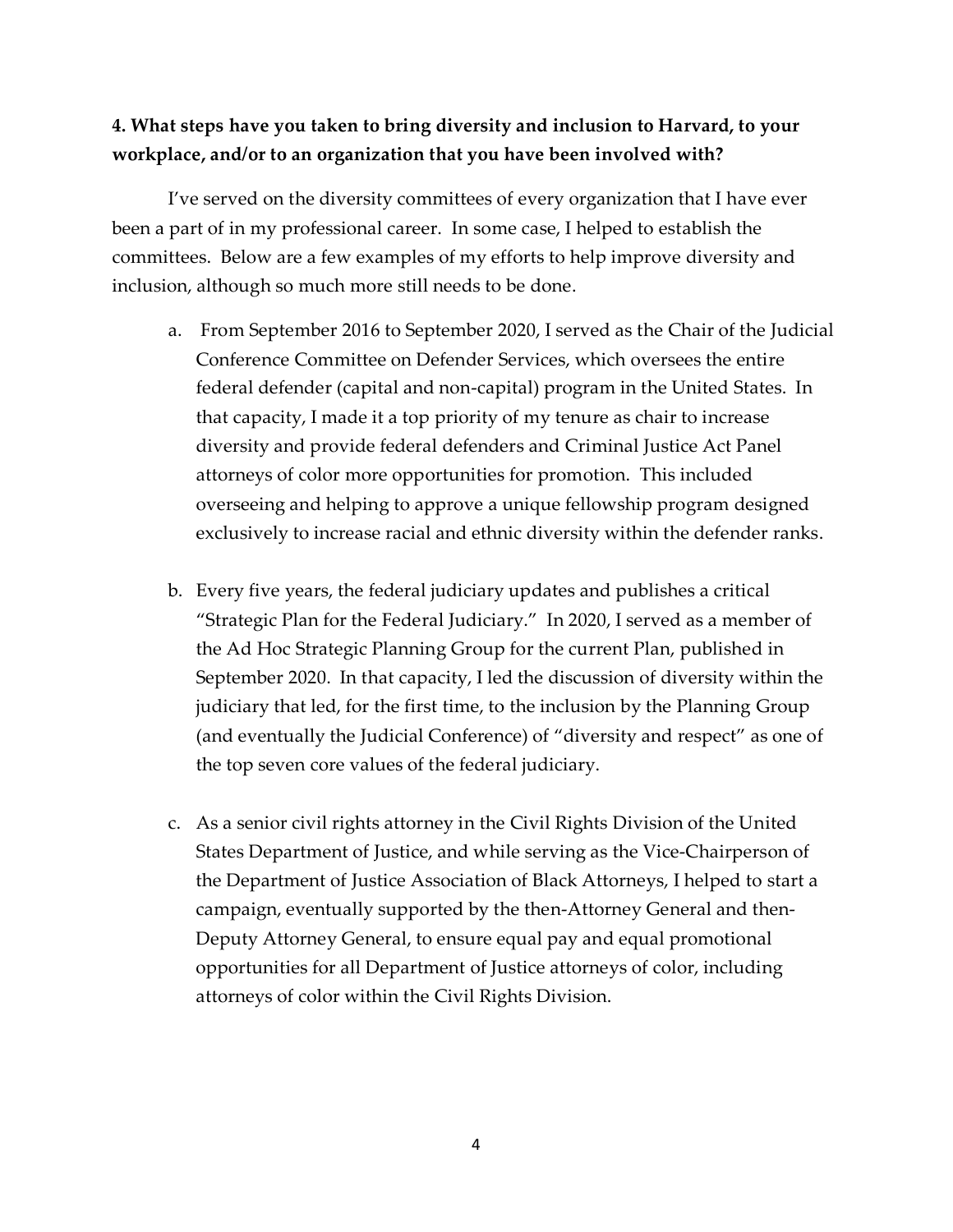**4. What steps have you taken to bring diversity and inclusion to Harvard, to your workplace, and/or to an organization that you have been involved with?**

I've served on the diversity committees of every organization that I have ever been a part of in my professional career. In some case, I helped to establish the committees. Below are a few examples of my efforts to help improve diversity and inclusion, although so much more still needs to be done.

a. From September 2016 to September 2020, I served as the Chair of the Judicial Conference Committee on Defender Services, which oversees the entire federal defender (capital and non-capital) program in the United States. In that capacity, I made it a top priority of my tenure as chair to increase diversity and provide federal defenders and Criminal Justice Act Panel attorneys of color more opportunities for promotion. This included overseeing and helping to approve a unique fellowship program designed exclusively to increase racial and ethnic diversity within the defender ranks.

b. Every five years, the federal judiciary updates and publishes a critical "Strategic Plan for the Federal Judiciary." In 2020, I served as a member of the Ad Hoc Strategic Planning Group for the current Plan, published in September 2020. In that capacity, I led the discussion of diversity within the judiciary that led, for the first time, to the inclusion by the Planning Group (and eventually the Judicial Conference) of "diversity and respect" as one of the top seven core values of the federal judiciary.

c. As a senior civil rights attorney in the Civil Rights Division of the United States Department of Justice, and while serving as the Vice-Chairperson of the Department of Justice Association of Black Attorneys, I helped to start a campaign, eventually supported by the then-Attorney General and then-Deputy Attorney General, to ensure equal pay and equal promotional opportunities for all Department of Justice attorneys of color, including attorneys of color within the Civil Rights Division.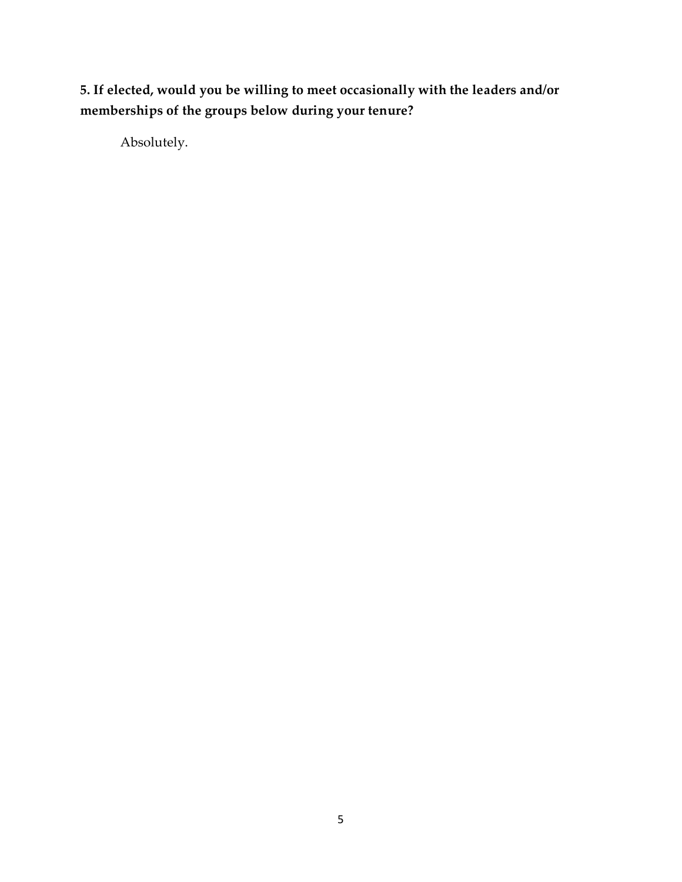**5. If elected, would you be willing to meet occasionally with the leaders and/or memberships of the groups below during your tenure?**

Absolutely.